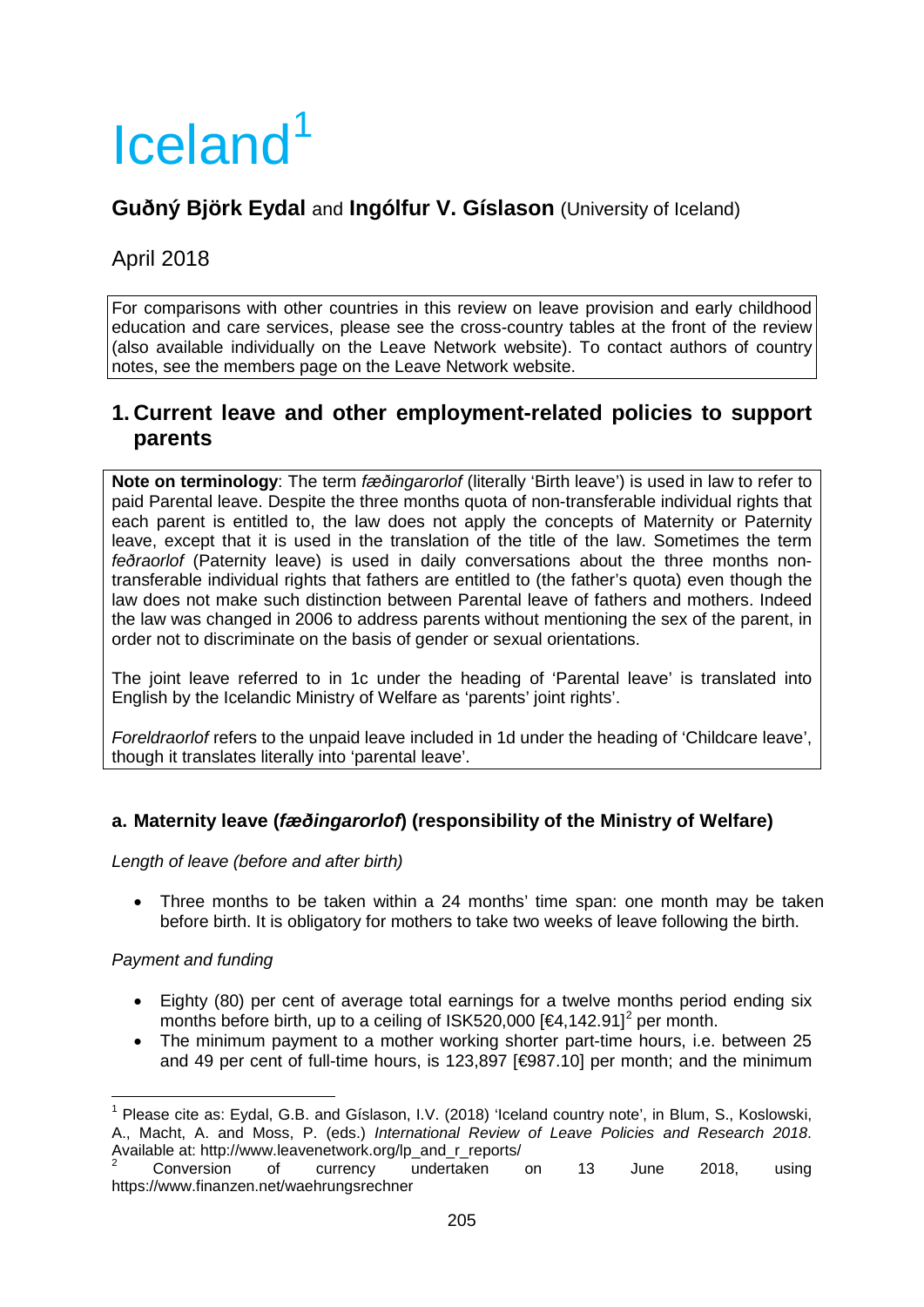# Iceland[1]

**Guðný Björk Eydal** and **Ingólfur V. Gíslason** (University of Iceland)

April 2018

For comparisons with other countries in this review on leave provision and early childhood education and care services, please see the cross-country tables at the front of the review (also available individually on the Leave Network website). To contact authors of country notes, see the members page on the Leave Network website.

## 1. Current leave and other employment-related policies to support parents

**Note on terminology**: The term *fæðingarorlof* (literally 'Birth leave') is used in law to refer to paid Parental leave. Despite the three months quota of non-transferable individual rights that each parent is entitled to, the law does not apply the concepts of Maternity or Paternity leave, except that it is used in the translation of the title of the law. Sometimes the term *feðraorlof* (Paternity leave) is used in daily conversations about the three months non-transferable individual rights that fathers are entitled to (the father's quota) even though the law does not make such distinction between Parental leave of fathers and mothers. Indeed the law was changed in 2006 to address parents without mentioning the sex of the parent, in order not to discriminate on the basis of gender or sexual orientations.

The joint leave referred to in 1c under the heading of 'Parental leave' is translated into English by the Icelandic Ministry of Welfare as 'parents' joint rights'.

*Foreldraorlof* refers to the unpaid leave included in 1d under the heading of 'Childcare leave', though it translates literally into 'parental leave'.

### a. Maternity leave (*fæðingarorlof*) (responsibility of the Ministry of Welfare)

*Length of leave (before and after birth)*

- Three months to be taken within a 24 months' time span: one month may be taken before birth. It is obligatory for mothers to take two weeks of leave following the birth.

*Payment and funding*

- Eighty (80) per cent of average total earnings for a twelve months period ending six months before birth, up to a ceiling of ISK520,000 [€4,142.91][2] per month.
- The minimum payment to a mother working shorter part-time hours, i.e. between 25 and 49 per cent of full-time hours, is 123,897 [€987.10] per month; and the minimum

---

[1] Please cite as: Eydal, G.B. and Gíslason, I.V. (2018) 'Iceland country note', in Blum, S., Koslowski, A., Macht, A. and Moss, P. (eds.) *International Review of Leave Policies and Research 2018*. Available at: http://www.leavenetwork.org/lp_and_r_reports/

[2] Conversion of currency undertaken on 13 June 2018, using https://www.finanzen.net/waehrungsrechner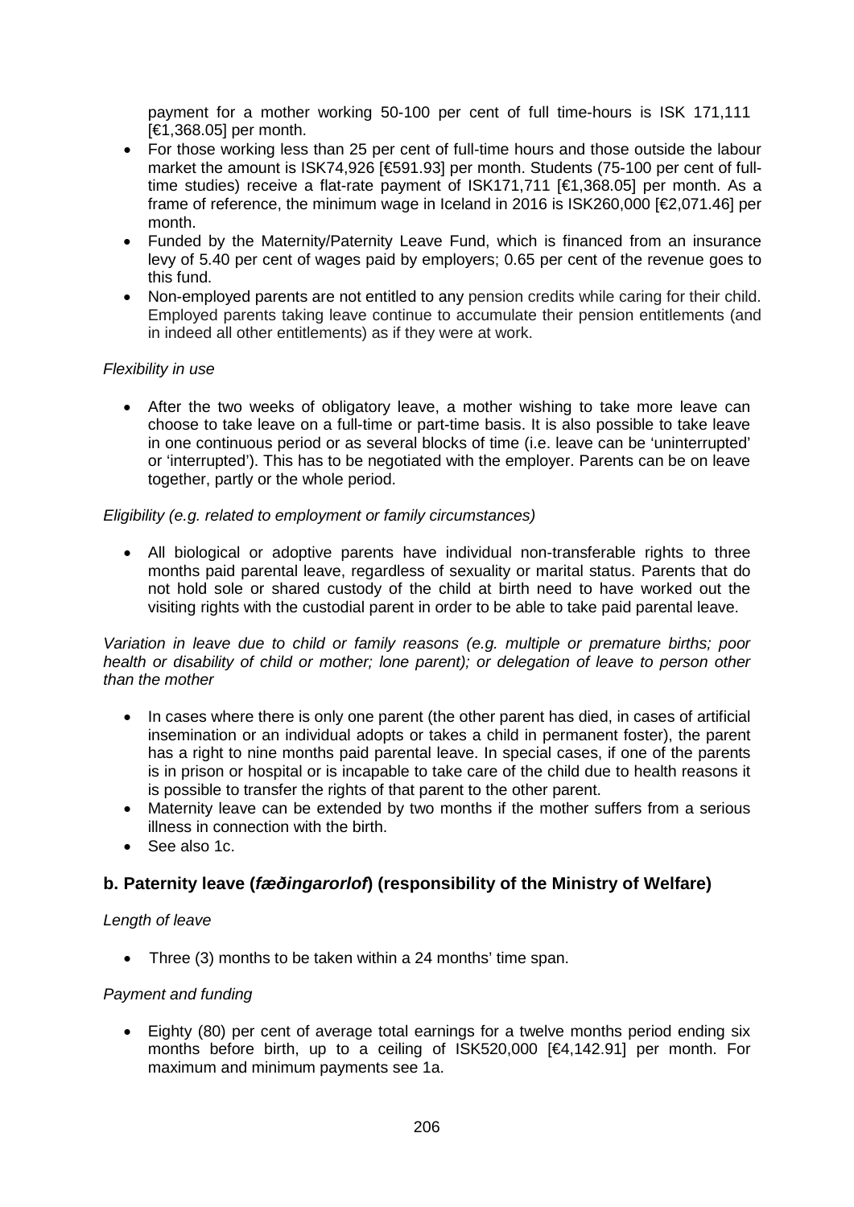payment for a mother working 50-100 per cent of full time-hours is ISK 171,111 [€1,368.05] per month.

- For those working less than 25 per cent of full-time hours and those outside the labour market the amount is ISK74,926 [€591.93] per month. Students (75-100 per cent of full-time studies) receive a flat-rate payment of ISK171,711 [€1,368.05] per month. As a frame of reference, the minimum wage in Iceland in 2016 is ISK260,000 [€2,071.46] per month.
- Funded by the Maternity/Paternity Leave Fund, which is financed from an insurance levy of 5.40 per cent of wages paid by employers; 0.65 per cent of the revenue goes to this fund.
- Non-employed parents are not entitled to any pension credits while caring for their child. Employed parents taking leave continue to accumulate their pension entitlements (and in indeed all other entitlements) as if they were at work.

*Flexibility in use*

- After the two weeks of obligatory leave, a mother wishing to take more leave can choose to take leave on a full-time or part-time basis. It is also possible to take leave in one continuous period or as several blocks of time (i.e. leave can be 'uninterrupted' or 'interrupted'). This has to be negotiated with the employer. Parents can be on leave together, partly or the whole period.

*Eligibility (e.g. related to employment or family circumstances)*

- All biological or adoptive parents have individual non-transferable rights to three months paid parental leave, regardless of sexuality or marital status. Parents that do not hold sole or shared custody of the child at birth need to have worked out the visiting rights with the custodial parent in order to be able to take paid parental leave.

*Variation in leave due to child or family reasons (e.g. multiple or premature births; poor health or disability of child or mother; lone parent); or delegation of leave to person other than the mother*

- In cases where there is only one parent (the other parent has died, in cases of artificial insemination or an individual adopts or takes a child in permanent foster), the parent has a right to nine months paid parental leave. In special cases, if one of the parents is in prison or hospital or is incapable to take care of the child due to health reasons it is possible to transfer the rights of that parent to the other parent.
- Maternity leave can be extended by two months if the mother suffers from a serious illness in connection with the birth.
- See also 1c.

## b. Paternity leave (*fæðingarorlof*) (responsibility of the Ministry of Welfare)

*Length of leave*

- Three (3) months to be taken within a 24 months' time span.

*Payment and funding*

- Eighty (80) per cent of average total earnings for a twelve months period ending six months before birth, up to a ceiling of ISK520,000 [€4,142.91] per month. For maximum and minimum payments see 1a.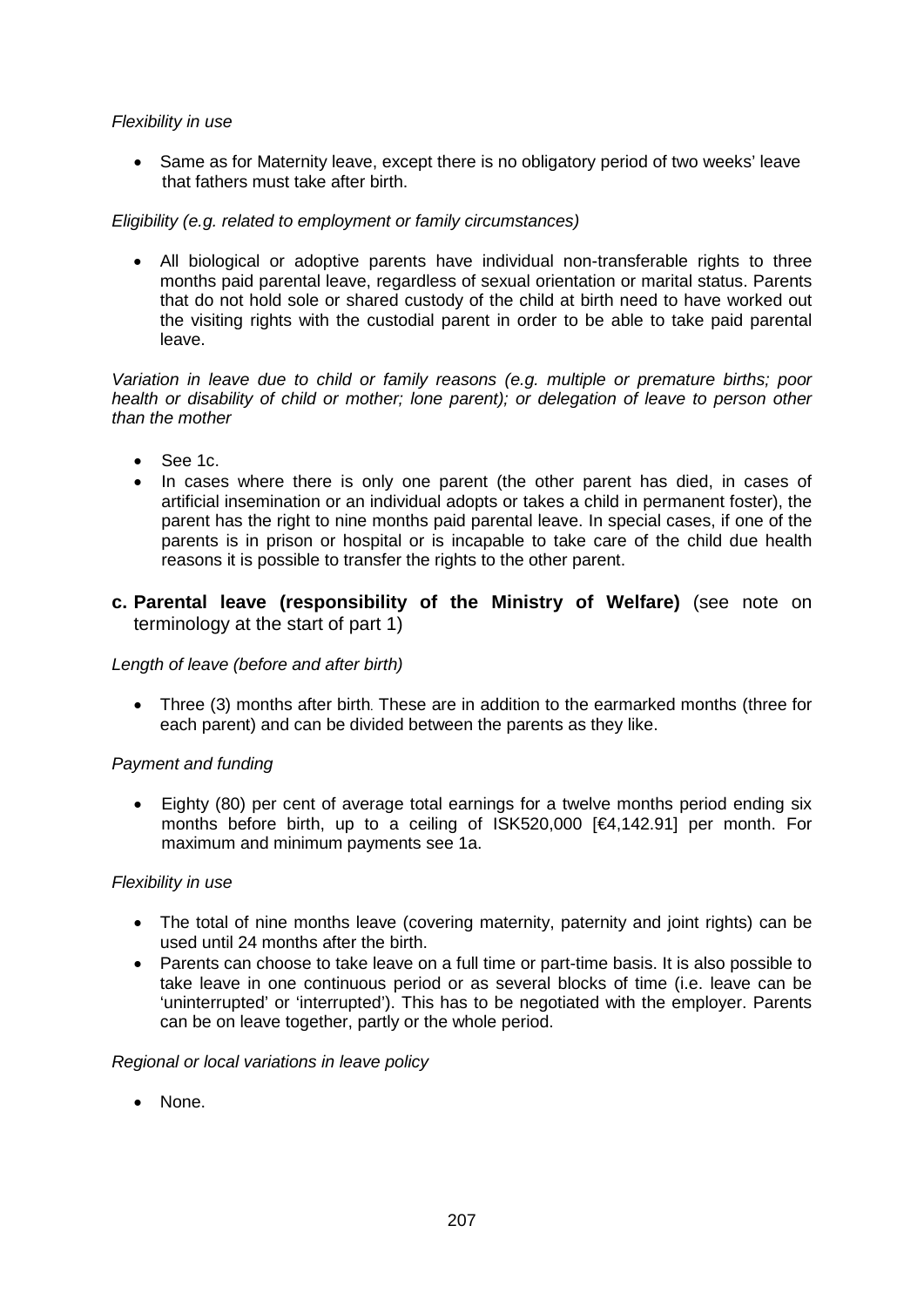*Flexibility in use*

- Same as for Maternity leave, except there is no obligatory period of two weeks' leave that fathers must take after birth.

*Eligibility (e.g. related to employment or family circumstances)*

- All biological or adoptive parents have individual non-transferable rights to three months paid parental leave, regardless of sexual orientation or marital status. Parents that do not hold sole or shared custody of the child at birth need to have worked out the visiting rights with the custodial parent in order to be able to take paid parental leave.

*Variation in leave due to child or family reasons (e.g. multiple or premature births; poor health or disability of child or mother; lone parent); or delegation of leave to person other than the mother*

- See 1c.
- In cases where there is only one parent (the other parent has died, in cases of artificial insemination or an individual adopts or takes a child in permanent foster), the parent has the right to nine months paid parental leave. In special cases, if one of the parents is in prison or hospital or is incapable to take care of the child due health reasons it is possible to transfer the rights to the other parent.

## c. Parental leave (responsibility of the Ministry of Welfare) (see note on terminology at the start of part 1)

*Length of leave (before and after birth)*

- Three (3) months after birth. These are in addition to the earmarked months (three for each parent) and can be divided between the parents as they like.

*Payment and funding*

- Eighty (80) per cent of average total earnings for a twelve months period ending six months before birth, up to a ceiling of ISK520,000 [€4,142.91] per month. For maximum and minimum payments see 1a.

*Flexibility in use*

- The total of nine months leave (covering maternity, paternity and joint rights) can be used until 24 months after the birth.
- Parents can choose to take leave on a full time or part-time basis. It is also possible to take leave in one continuous period or as several blocks of time (i.e. leave can be 'uninterrupted' or 'interrupted'). This has to be negotiated with the employer. Parents can be on leave together, partly or the whole period.

*Regional or local variations in leave policy*

- None.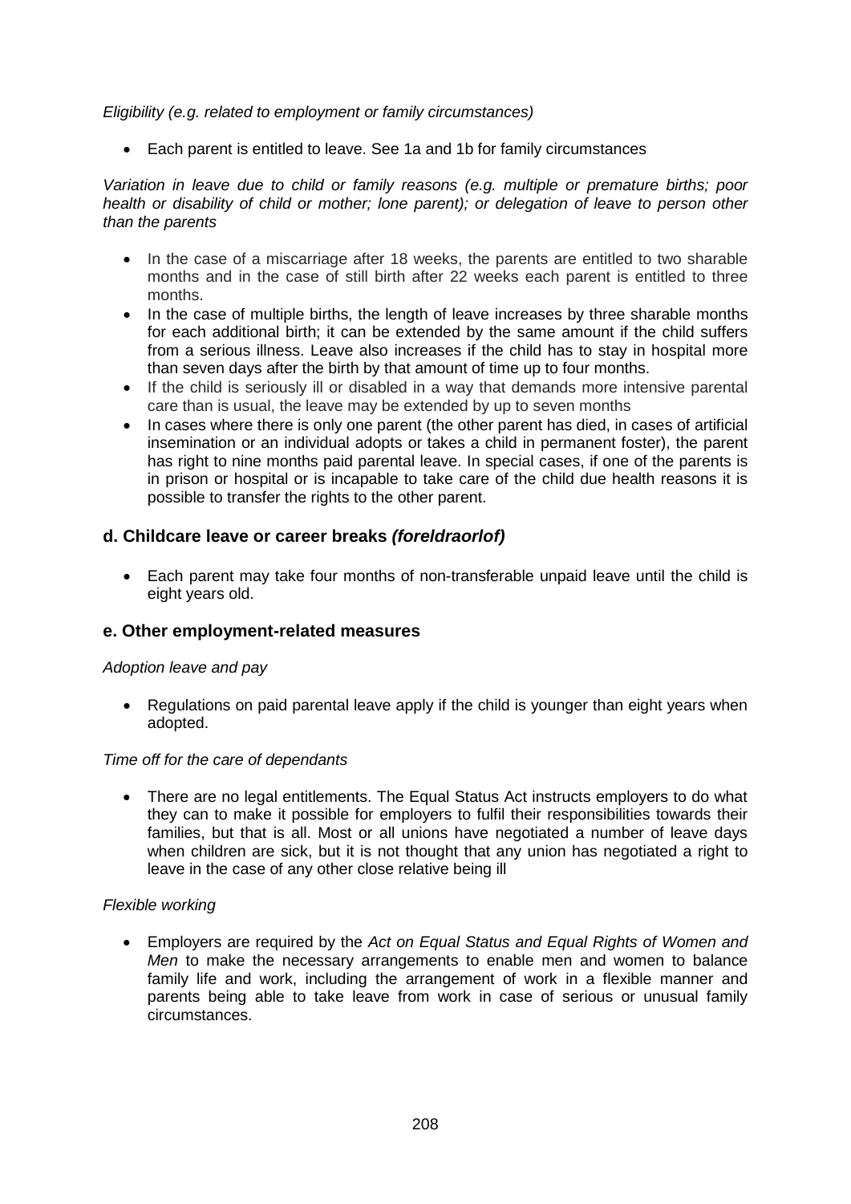*Eligibility (e.g. related to employment or family circumstances)*

- Each parent is entitled to leave. See 1a and 1b for family circumstances

*Variation in leave due to child or family reasons (e.g. multiple or premature births; poor health or disability of child or mother; lone parent); or delegation of leave to person other than the parents*

- In the case of a miscarriage after 18 weeks, the parents are entitled to two sharable months and in the case of still birth after 22 weeks each parent is entitled to three months.
- In the case of multiple births, the length of leave increases by three sharable months for each additional birth; it can be extended by the same amount if the child suffers from a serious illness. Leave also increases if the child has to stay in hospital more than seven days after the birth by that amount of time up to four months.
- If the child is seriously ill or disabled in a way that demands more intensive parental care than is usual, the leave may be extended by up to seven months
- In cases where there is only one parent (the other parent has died, in cases of artificial insemination or an individual adopts or takes a child in permanent foster), the parent has right to nine months paid parental leave. In special cases, if one of the parents is in prison or hospital or is incapable to take care of the child due health reasons it is possible to transfer the rights to the other parent.

### d. Childcare leave or career breaks *(foreldraorlof)*

- Each parent may take four months of non-transferable unpaid leave until the child is eight years old.

### e. Other employment-related measures

*Adoption leave and pay*

- Regulations on paid parental leave apply if the child is younger than eight years when adopted.

*Time off for the care of dependants*

- There are no legal entitlements. The Equal Status Act instructs employers to do what they can to make it possible for employers to fulfil their responsibilities towards their families, but that is all. Most or all unions have negotiated a number of leave days when children are sick, but it is not thought that any union has negotiated a right to leave in the case of any other close relative being ill

*Flexible working*

- Employers are required by the *Act on Equal Status and Equal Rights of Women and Men* to make the necessary arrangements to enable men and women to balance family life and work, including the arrangement of work in a flexible manner and parents being able to take leave from work in case of serious or unusual family circumstances.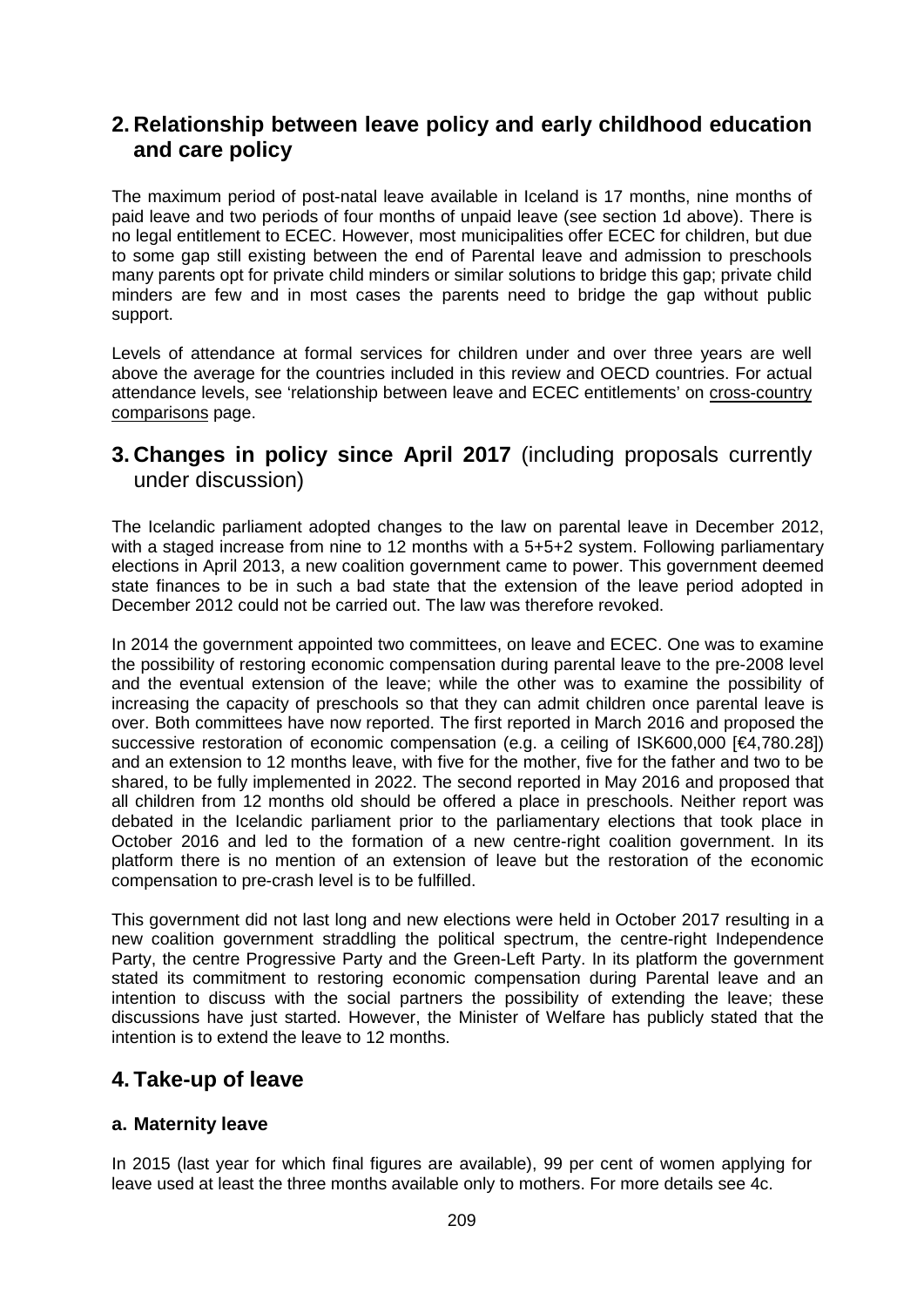## 2. Relationship between leave policy and early childhood education and care policy

The maximum period of post-natal leave available in Iceland is 17 months, nine months of paid leave and two periods of four months of unpaid leave (see section 1d above). There is no legal entitlement to ECEC. However, most municipalities offer ECEC for children, but due to some gap still existing between the end of Parental leave and admission to preschools many parents opt for private child minders or similar solutions to bridge this gap; private child minders are few and in most cases the parents need to bridge the gap without public support.

Levels of attendance at formal services for children under and over three years are well above the average for the countries included in this review and OECD countries. For actual attendance levels, see 'relationship between leave and ECEC entitlements' on cross-country comparisons page.

## 3. Changes in policy since April 2017 (including proposals currently under discussion)

The Icelandic parliament adopted changes to the law on parental leave in December 2012, with a staged increase from nine to 12 months with a 5+5+2 system. Following parliamentary elections in April 2013, a new coalition government came to power. This government deemed state finances to be in such a bad state that the extension of the leave period adopted in December 2012 could not be carried out. The law was therefore revoked.

In 2014 the government appointed two committees, on leave and ECEC. One was to examine the possibility of restoring economic compensation during parental leave to the pre-2008 level and the eventual extension of the leave; while the other was to examine the possibility of increasing the capacity of preschools so that they can admit children once parental leave is over. Both committees have now reported. The first reported in March 2016 and proposed the successive restoration of economic compensation (e.g. a ceiling of ISK600,000 [€4,780.28]) and an extension to 12 months leave, with five for the mother, five for the father and two to be shared, to be fully implemented in 2022. The second reported in May 2016 and proposed that all children from 12 months old should be offered a place in preschools. Neither report was debated in the Icelandic parliament prior to the parliamentary elections that took place in October 2016 and led to the formation of a new centre-right coalition government. In its platform there is no mention of an extension of leave but the restoration of the economic compensation to pre-crash level is to be fulfilled.

This government did not last long and new elections were held in October 2017 resulting in a new coalition government straddling the political spectrum, the centre-right Independence Party, the centre Progressive Party and the Green-Left Party. In its platform the government stated its commitment to restoring economic compensation during Parental leave and an intention to discuss with the social partners the possibility of extending the leave; these discussions have just started. However, the Minister of Welfare has publicly stated that the intention is to extend the leave to 12 months.

## 4. Take-up of leave

### a. Maternity leave

In 2015 (last year for which final figures are available), 99 per cent of women applying for leave used at least the three months available only to mothers. For more details see 4c.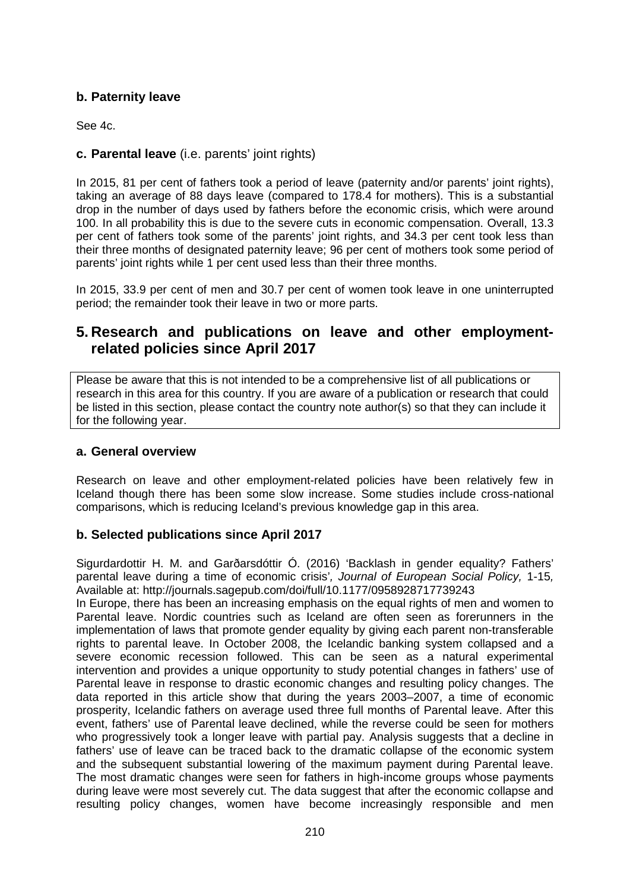### b. Paternity leave

See 4c.

### c. Parental leave (i.e. parents' joint rights)

In 2015, 81 per cent of fathers took a period of leave (paternity and/or parents' joint rights), taking an average of 88 days leave (compared to 178.4 for mothers). This is a substantial drop in the number of days used by fathers before the economic crisis, which were around 100. In all probability this is due to the severe cuts in economic compensation. Overall, 13.3 per cent of fathers took some of the parents' joint rights, and 34.3 per cent took less than their three months of designated paternity leave; 96 per cent of mothers took some period of parents' joint rights while 1 per cent used less than their three months.

In 2015, 33.9 per cent of men and 30.7 per cent of women took leave in one uninterrupted period; the remainder took their leave in two or more parts.

## 5. Research and publications on leave and other employment-related policies since April 2017

Please be aware that this is not intended to be a comprehensive list of all publications or research in this area for this country. If you are aware of a publication or research that could be listed in this section, please contact the country note author(s) so that they can include it for the following year.

### a. General overview

Research on leave and other employment-related policies have been relatively few in Iceland though there has been some slow increase. Some studies include cross-national comparisons, which is reducing Iceland's previous knowledge gap in this area.

### b. Selected publications since April 2017

Sigurdardottir H. M. and Garðarsdóttir Ó. (2016) 'Backlash in gender equality? Fathers' parental leave during a time of economic crisis', *Journal of European Social Policy,* 1-15*,* Available at: http://journals.sagepub.com/doi/full/10.1177/0958928717739243

In Europe, there has been an increasing emphasis on the equal rights of men and women to Parental leave. Nordic countries such as Iceland are often seen as forerunners in the implementation of laws that promote gender equality by giving each parent non-transferable rights to parental leave. In October 2008, the Icelandic banking system collapsed and a severe economic recession followed. This can be seen as a natural experimental intervention and provides a unique opportunity to study potential changes in fathers' use of Parental leave in response to drastic economic changes and resulting policy changes. The data reported in this article show that during the years 2003–2007, a time of economic prosperity, Icelandic fathers on average used three full months of Parental leave. After this event, fathers' use of Parental leave declined, while the reverse could be seen for mothers who progressively took a longer leave with partial pay. Analysis suggests that a decline in fathers' use of leave can be traced back to the dramatic collapse of the economic system and the subsequent substantial lowering of the maximum payment during Parental leave. The most dramatic changes were seen for fathers in high-income groups whose payments during leave were most severely cut. The data suggest that after the economic collapse and resulting policy changes, women have become increasingly responsible and men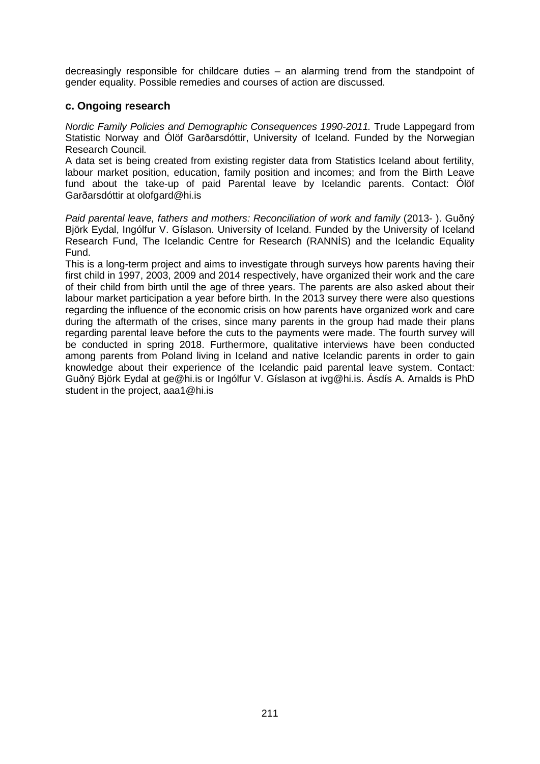decreasingly responsible for childcare duties – an alarming trend from the standpoint of gender equality. Possible remedies and courses of action are discussed.

### c. Ongoing research

*Nordic Family Policies and Demographic Consequences 1990-2011.* Trude Lappegard from Statistic Norway and Ólöf Garðarsdóttir, University of Iceland. Funded by the Norwegian Research Council.

A data set is being created from existing register data from Statistics Iceland about fertility, labour market position, education, family position and incomes; and from the Birth Leave fund about the take-up of paid Parental leave by Icelandic parents. Contact: Ólöf Garðarsdóttir at olofgard@hi.is

*Paid parental leave, fathers and mothers: Reconciliation of work and family* (2013- ). Guðný Björk Eydal, Ingólfur V. Gíslason. University of Iceland. Funded by the University of Iceland Research Fund, The Icelandic Centre for Research (RANNÍS) and the Icelandic Equality Fund.

This is a long-term project and aims to investigate through surveys how parents having their first child in 1997, 2003, 2009 and 2014 respectively, have organized their work and the care of their child from birth until the age of three years. The parents are also asked about their labour market participation a year before birth. In the 2013 survey there were also questions regarding the influence of the economic crisis on how parents have organized work and care during the aftermath of the crises, since many parents in the group had made their plans regarding parental leave before the cuts to the payments were made. The fourth survey will be conducted in spring 2018. Furthermore, qualitative interviews have been conducted among parents from Poland living in Iceland and native Icelandic parents in order to gain knowledge about their experience of the Icelandic paid parental leave system. Contact: Guðný Björk Eydal at ge@hi.is or Ingólfur V. Gíslason at ivg@hi.is. Ásdís A. Arnalds is PhD student in the project, aaa1@hi.is